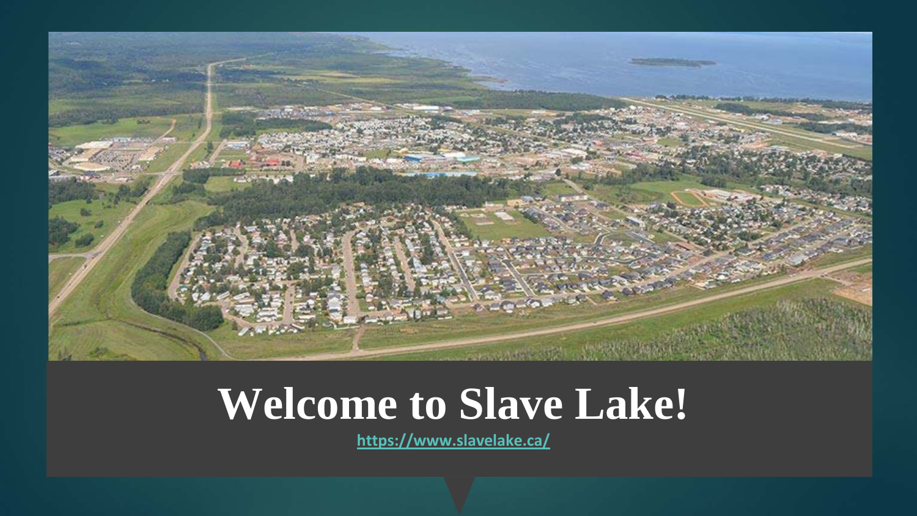# Welcome to Slave Lake!

https://www.slavelake.ca/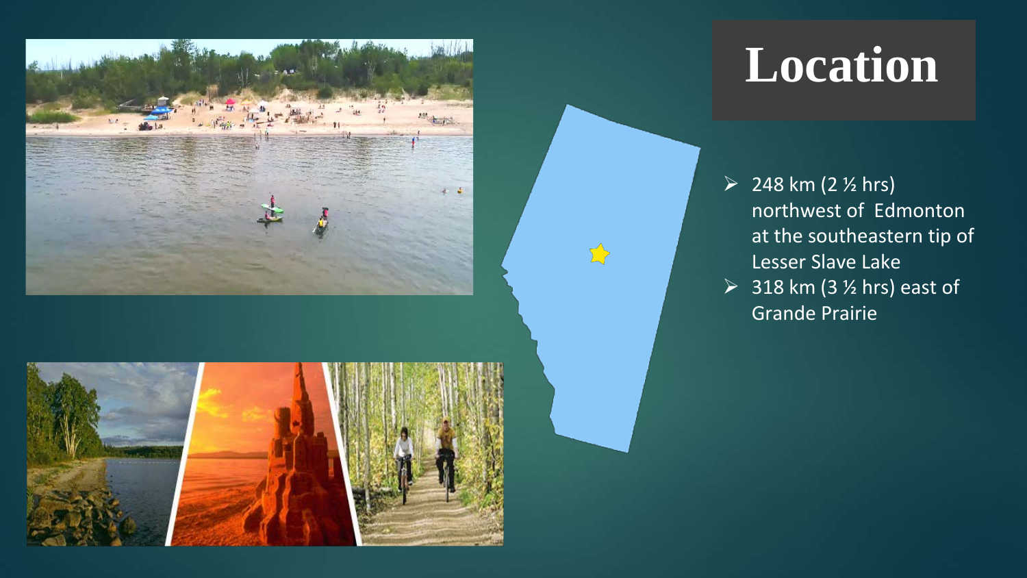# Location

- 248 km (2 ½ hrs) northwest of Edmonton at the southeastern tip of Lesser Slave Lake
- 318 km (3 ½ hrs) east of Grande Prairie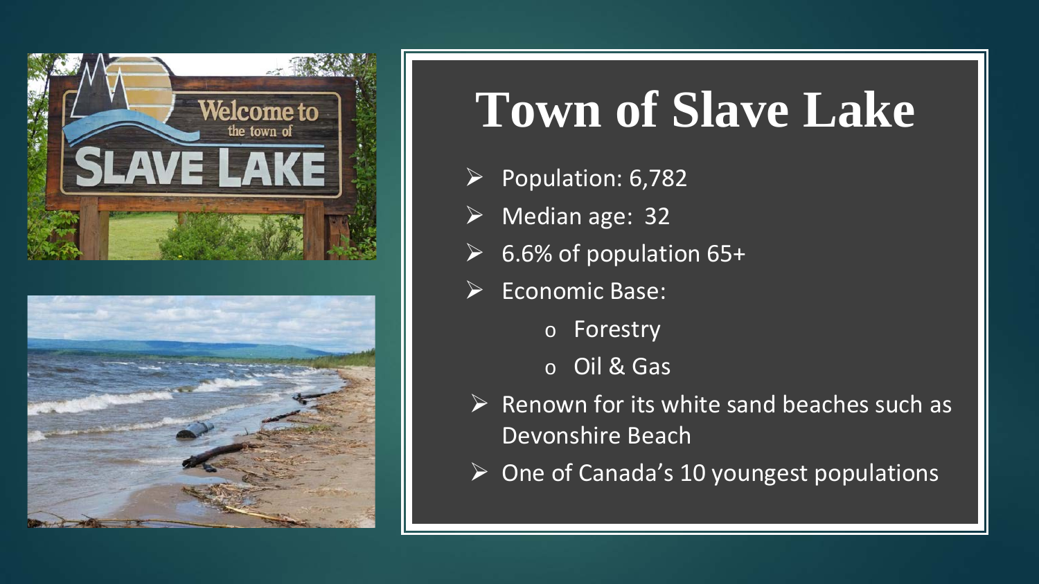# Town of Slave Lake

- Population: 6,782
- Median age: 32
- 6.6% of population 65+
- Economic Base:
  - Forestry
  - Oil & Gas
- Renown for its white sand beaches such as Devonshire Beach
- One of Canada's 10 youngest populations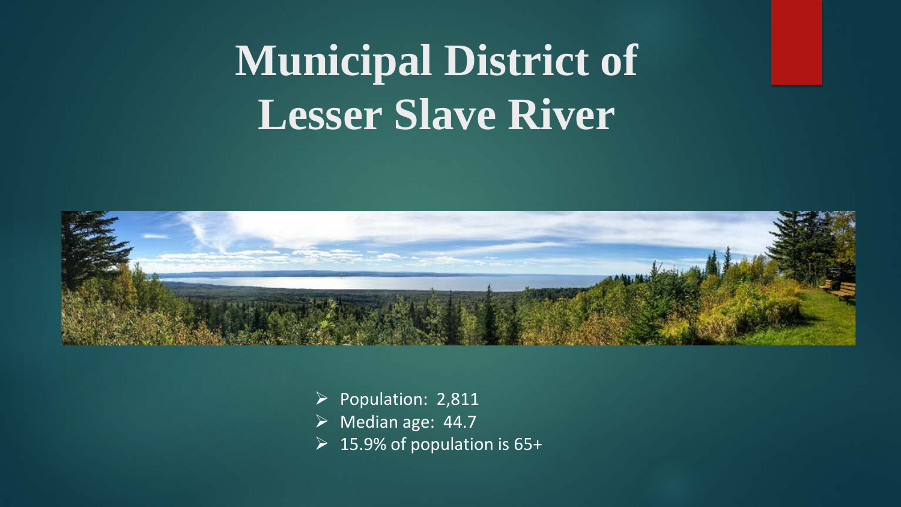# Municipal District of Lesser Slave River

- Population: 2,811
- Median age: 44.7
- 15.9% of population is 65+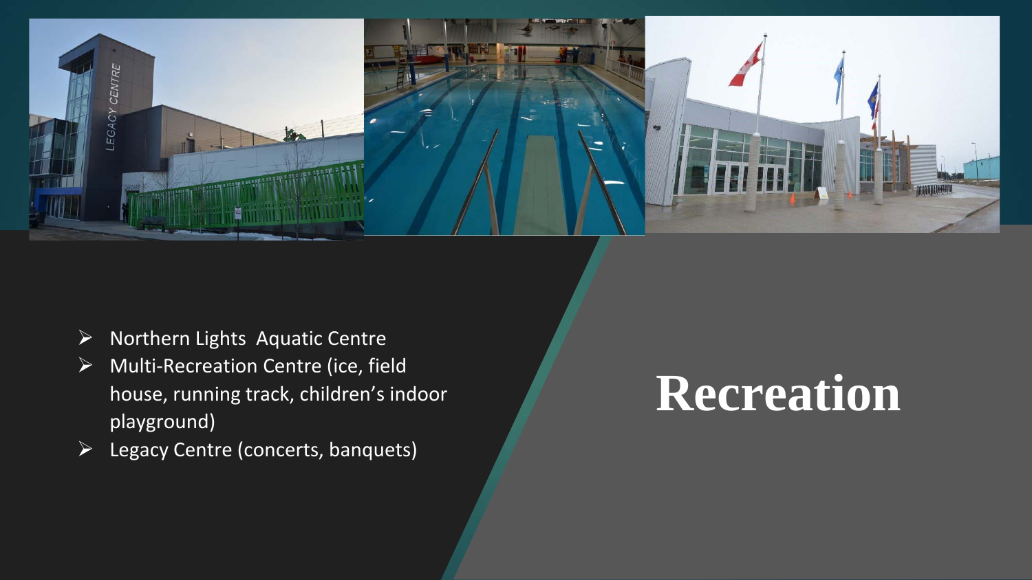# Recreation

- Northern Lights  Aquatic Centre
- Multi-Recreation Centre (ice, field house, running track, children's indoor playground)
- Legacy Centre (concerts, banquets)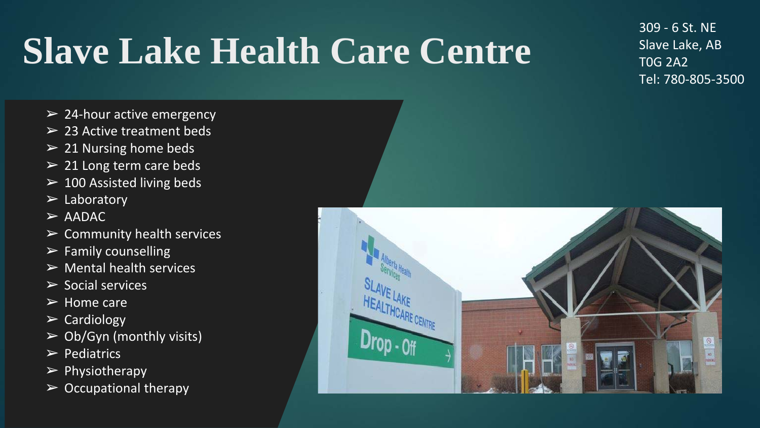# Slave Lake Health Care Centre

309 - 6 St. NE
Slave Lake, AB
T0G 2A2
Tel: 780-805-3500

- 24-hour active emergency
- 23 Active treatment beds
- 21 Nursing home beds
- 21 Long term care beds
- 100 Assisted living beds
- Laboratory
- AADAC
- Community health services
- Family counselling
- Mental health services
- Social services
- Home care
- Cardiology
- Ob/Gyn (monthly visits)
- Pediatrics
- Physiotherapy
- Occupational therapy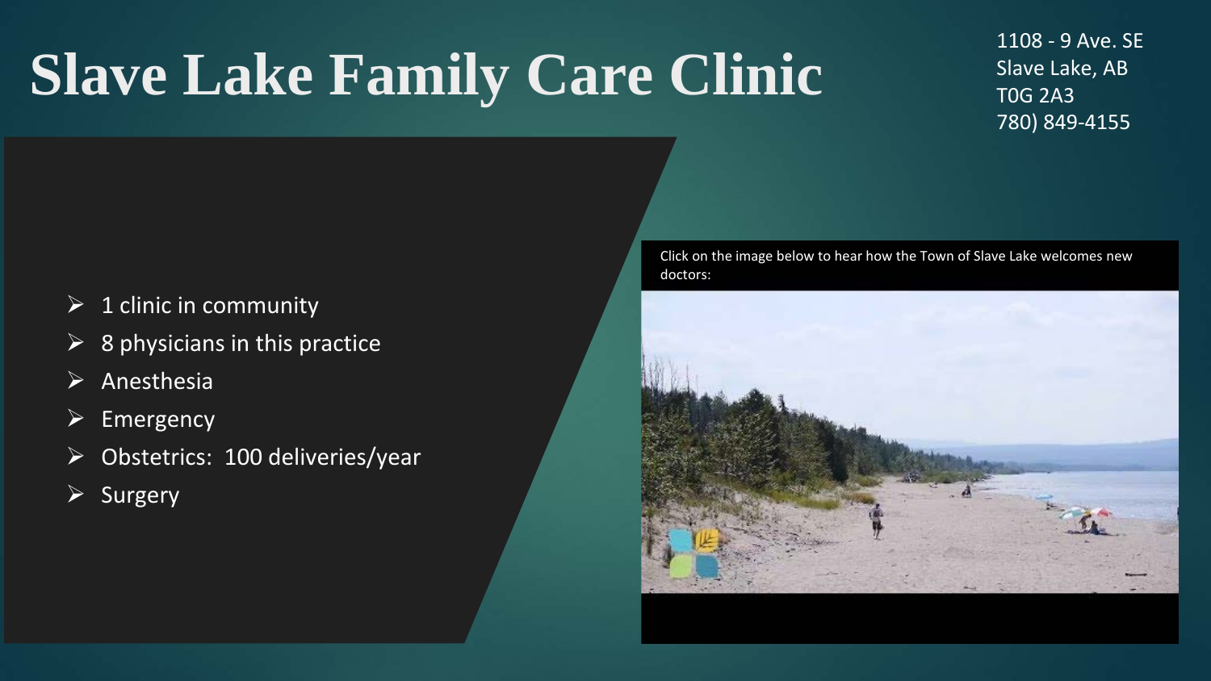# Slave Lake Family Care Clinic

1108 - 9 Ave. SE
Slave Lake, AB
T0G 2A3
780) 849-4155

- 1 clinic in community
- 8 physicians in this practice
- Anesthesia
- Emergency
- Obstetrics: 100 deliveries/year
- Surgery

Click on the image below to hear how the Town of Slave Lake welcomes new doctors: